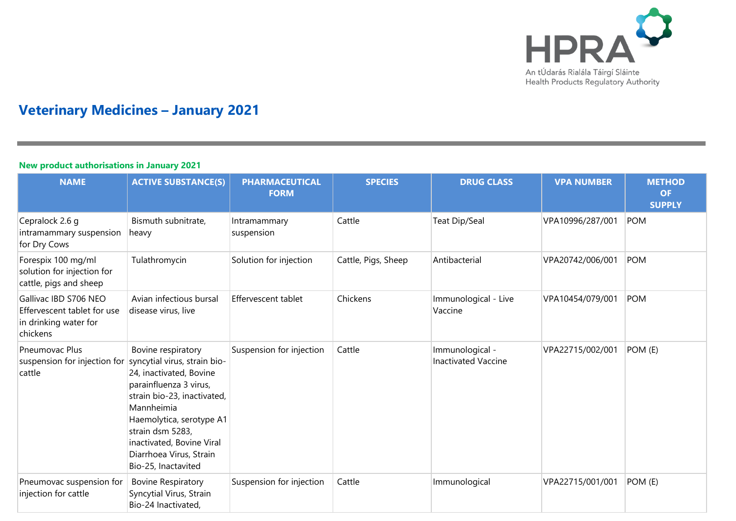# Veterinary Medicines – January 2021

## New product authorisations in January 2021

| NAME | ACTIVE SUBSTANCE(S) | PHARMACEUTICAL FORM | SPECIES | DRUG CLASS | VPA NUMBER | METHOD OF SUPPLY |
|---|---|---|---|---|---|---|
| Cepralock 2.6 g intramammary suspension for Dry Cows | Bismuth subnitrate, heavy | Intramammary suspension | Cattle | Teat Dip/Seal | VPA10996/287/001 | POM |
| Forespix 100 mg/ml solution for injection for cattle, pigs and sheep | Tulathromycin | Solution for injection | Cattle, Pigs, Sheep | Antibacterial | VPA20742/006/001 | POM |
| Gallivac IBD S706 NEO Effervescent tablet for use in drinking water for chickens | Avian infectious bursal disease virus, live | Effervescent tablet | Chickens | Immunological - Live Vaccine | VPA10454/079/001 | POM |
| Pneumovac Plus suspension for injection for cattle | Bovine respiratory syncytial virus, strain bio-24, inactivated, Bovine parainfluenza 3 virus, strain bio-23, inactivated, Mannheimia Haemolytica, serotype A1 strain dsm 5283, inactivated, Bovine Viral Diarrhoea Virus, Strain Bio-25, Inactavited | Suspension for injection | Cattle | Immunological - Inactivated Vaccine | VPA22715/002/001 | POM (E) |
| Pneumovac suspension for injection for cattle | Bovine Respiratory Syncytial Virus, Strain Bio-24 Inactivated, | Suspension for injection | Cattle | Immunological | VPA22715/001/001 | POM (E) |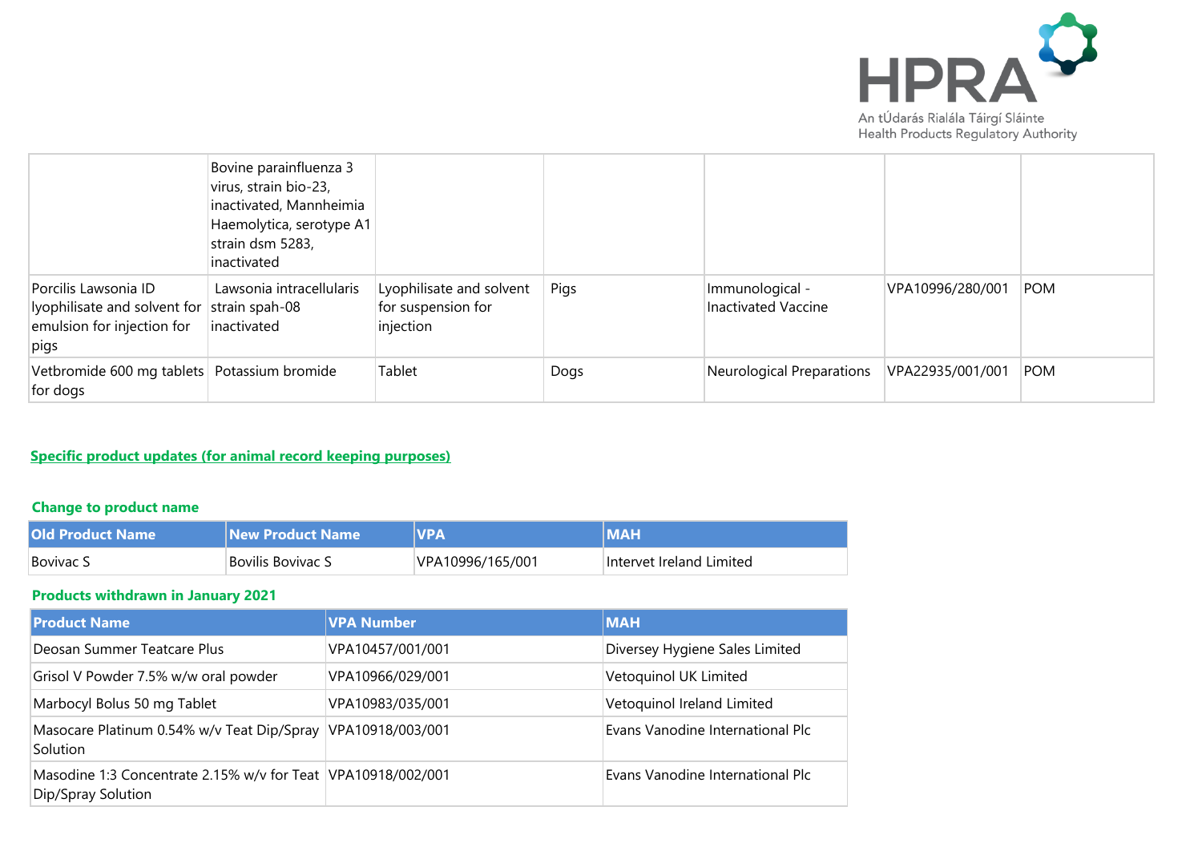|  | Bovine parainfluenza 3 virus, strain bio-23, inactivated, Mannheimia Haemolytica, serotype A1 strain dsm 5283, inactivated |  |  |  |  |  |
|---|---|---|---|---|---|---|
| Porcilis Lawsonia ID lyophilisate and solvent for emulsion for injection for pigs | Lawsonia intracellularis strain spah-08 inactivated | Lyophilisate and solvent for suspension for injection | Pigs | Immunological - Inactivated Vaccine | VPA10996/280/001 | POM |
| Vetbromide 600 mg tablets for dogs | Potassium bromide | Tablet | Dogs | Neurological Preparations | VPA22935/001/001 | POM |

## Specific product updates (for animal record keeping purposes)

### Change to product name

| Old Product Name | New Product Name | VPA | MAH |
|---|---|---|---|
| Bovivac S | Bovilis Bovivac S | VPA10996/165/001 | Intervet Ireland Limited |

### Products withdrawn in January 2021

| Product Name | VPA Number | MAH |
|---|---|---|
| Deosan Summer Teatcare Plus | VPA10457/001/001 | Diversey Hygiene Sales Limited |
| Grisol V Powder 7.5% w/w oral powder | VPA10966/029/001 | Vetoquinol UK Limited |
| Marbocyl Bolus 50 mg Tablet | VPA10983/035/001 | Vetoquinol Ireland Limited |
| Masocare Platinum 0.54% w/v Teat Dip/Spray Solution | VPA10918/003/001 | Evans Vanodine International Plc |
| Masodine 1:3 Concentrate 2.15% w/v for Teat Dip/Spray Solution | VPA10918/002/001 | Evans Vanodine International Plc |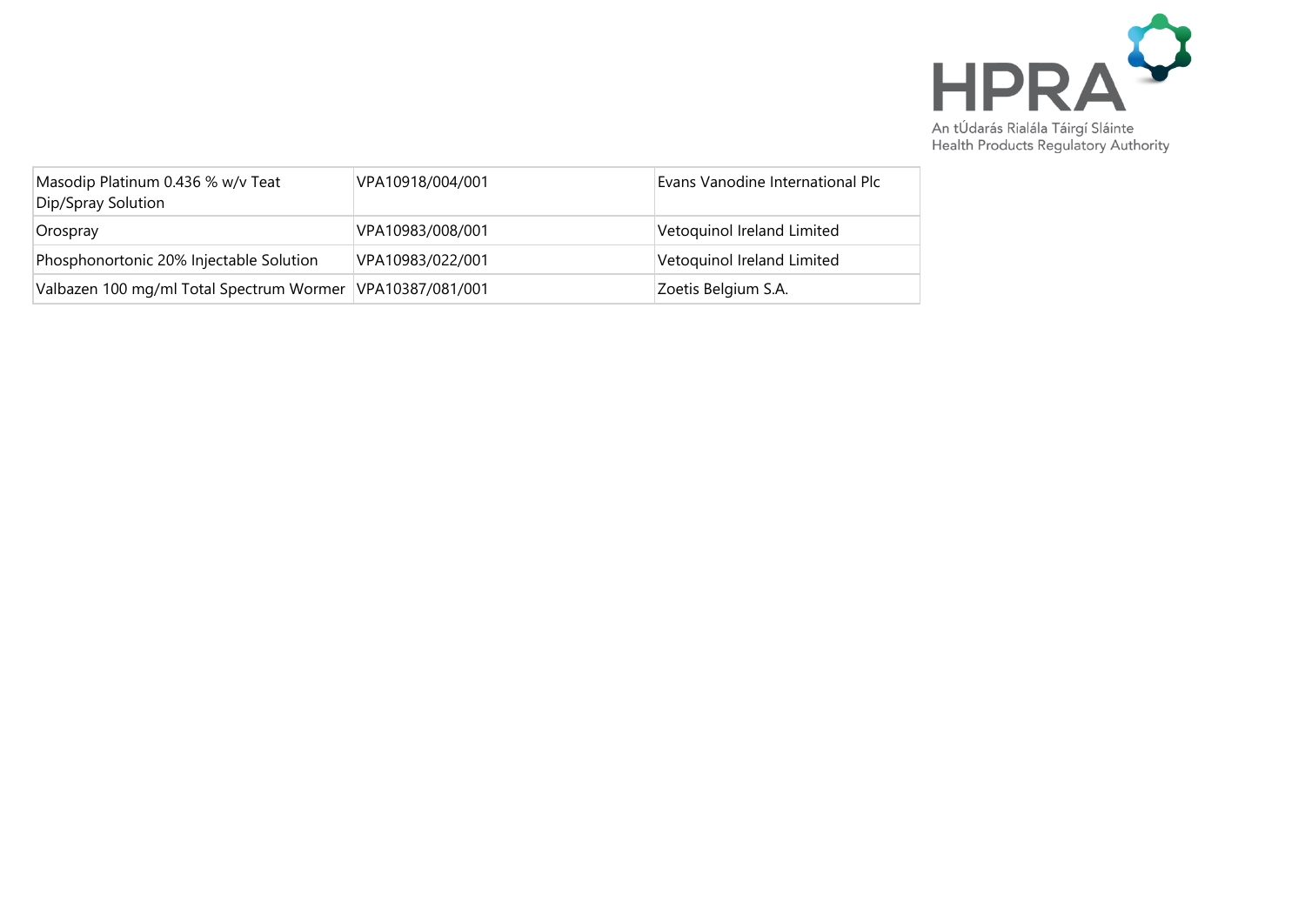| | | |
|---|---|---|
| Masodip Platinum 0.436 % w/v Teat Dip/Spray Solution | VPA10918/004/001 | Evans Vanodine International Plc |
| Orospray | VPA10983/008/001 | Vetoquinol Ireland Limited |
| Phosphonortonic 20% Injectable Solution | VPA10983/022/001 | Vetoquinol Ireland Limited |
| Valbazen 100 mg/ml Total Spectrum Wormer | VPA10387/081/001 | Zoetis Belgium S.A. |